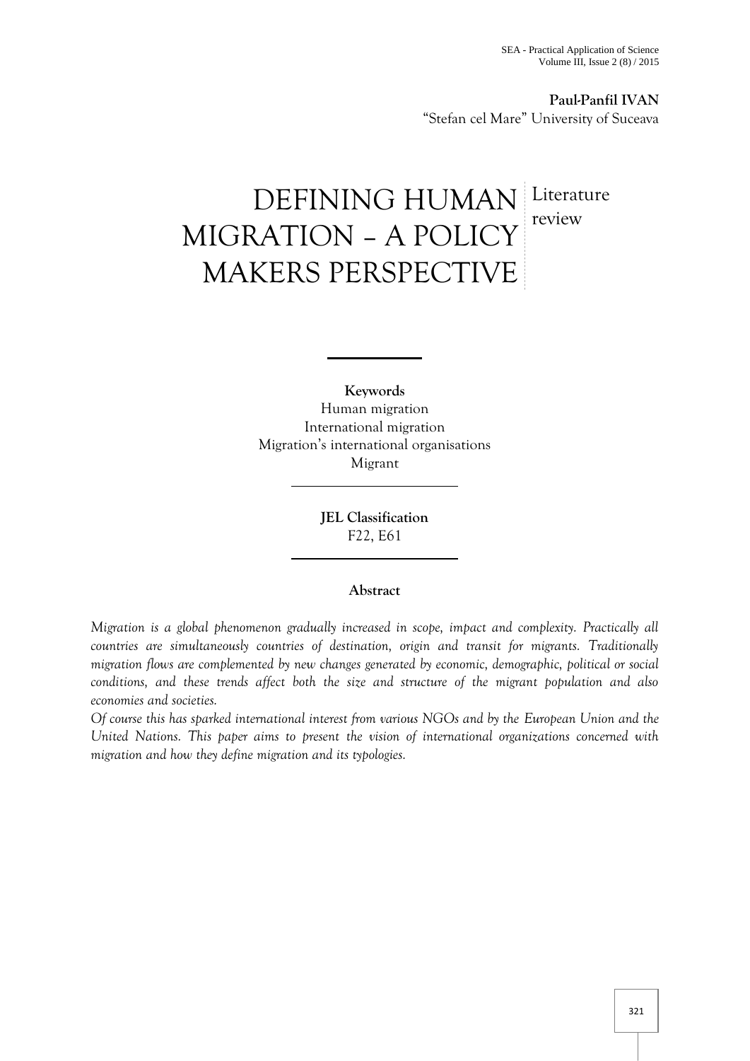**Paul-Panfil IVAN**
"Stefan cel Mare" University of Suceava

# DEFINING HUMAN MIGRATION – A POLICY MAKERS PERSPECTIVE

Literature review

**Keywords**
Human migration
International migration
Migration's international organisations
Migrant

**JEL Classification**
F22, E61

**Abstract**

*Migration is a global phenomenon gradually increased in scope, impact and complexity. Practically all countries are simultaneously countries of destination, origin and transit for migrants. Traditionally migration flows are complemented by new changes generated by economic, demographic, political or social conditions, and these trends affect both the size and structure of the migrant population and also economies and societies.*

*Of course this has sparked international interest from various NGOs and by the European Union and the United Nations. This paper aims to present the vision of international organizations concerned with migration and how they define migration and its typologies.*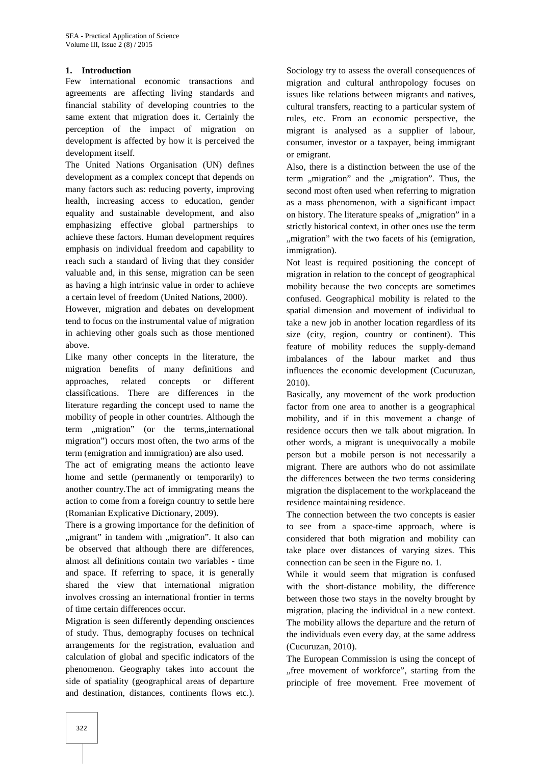## 1. Introduction

Few international economic transactions and agreements are affecting living standards and financial stability of developing countries to the same extent that migration does it. Certainly the perception of the impact of migration on development is affected by how it is perceived the development itself.

The United Nations Organisation (UN) defines development as a complex concept that depends on many factors such as: reducing poverty, improving health, increasing access to education, gender equality and sustainable development, and also emphasizing effective global partnerships to achieve these factors. Human development requires emphasis on individual freedom and capability to reach such a standard of living that they consider valuable and, in this sense, migration can be seen as having a high intrinsic value in order to achieve a certain level of freedom (United Nations, 2000).

However, migration and debates on development tend to focus on the instrumental value of migration in achieving other goals such as those mentioned above.

Like many other concepts in the literature, the migration benefits of many definitions and approaches, related concepts or different classifications. There are differences in the literature regarding the concept used to name the mobility of people in other countries. Although the term „migration" (or the terms„international migration") occurs most often, the two arms of the term (emigration and immigration) are also used.

The act of emigrating means the actionto leave home and settle (permanently or temporarily) to another country.The act of immigrating means the action to come from a foreign country to settle here (Romanian Explicative Dictionary, 2009).

There is a growing importance for the definition of „migrant" in tandem with „migration". It also can be observed that although there are differences, almost all definitions contain two variables - time and space. If referring to space, it is generally shared the view that international migration involves crossing an international frontier in terms of time certain differences occur.

Migration is seen differently depending onsciences of study. Thus, demography focuses on technical arrangements for the registration, evaluation and calculation of global and specific indicators of the phenomenon. Geography takes into account the side of spatiality (geographical areas of departure and destination, distances, continents flows etc.). Sociology try to assess the overall consequences of migration and cultural anthropology focuses on issues like relations between migrants and natives, cultural transfers, reacting to a particular system of rules, etc. From an economic perspective, the migrant is analysed as a supplier of labour, consumer, investor or a taxpayer, being immigrant or emigrant.

Also, there is a distinction between the use of the term „migration" and the „migration". Thus, the second most often used when referring to migration as a mass phenomenon, with a significant impact on history. The literature speaks of „migration" in a strictly historical context, in other ones use the term „migration" with the two facets of his (emigration, immigration).

Not least is required positioning the concept of migration in relation to the concept of geographical mobility because the two concepts are sometimes confused. Geographical mobility is related to the spatial dimension and movement of individual to take a new job in another location regardless of its size (city, region, country or continent). This feature of mobility reduces the supply-demand imbalances of the labour market and thus influences the economic development (Cucuruzan, 2010).

Basically, any movement of the work production factor from one area to another is a geographical mobility, and if in this movement a change of residence occurs then we talk about migration. In other words, a migrant is unequivocally a mobile person but a mobile person is not necessarily a migrant. There are authors who do not assimilate the differences between the two terms considering migration the displacement to the workplaceand the residence maintaining residence.

The connection between the two concepts is easier to see from a space-time approach, where is considered that both migration and mobility can take place over distances of varying sizes. This connection can be seen in the Figure no. 1.

While it would seem that migration is confused with the short-distance mobility, the difference between those two stays in the novelty brought by migration, placing the individual in a new context. The mobility allows the departure and the return of the individuals even every day, at the same address (Cucuruzan, 2010).

The European Commission is using the concept of „free movement of workforce", starting from the principle of free movement. Free movement of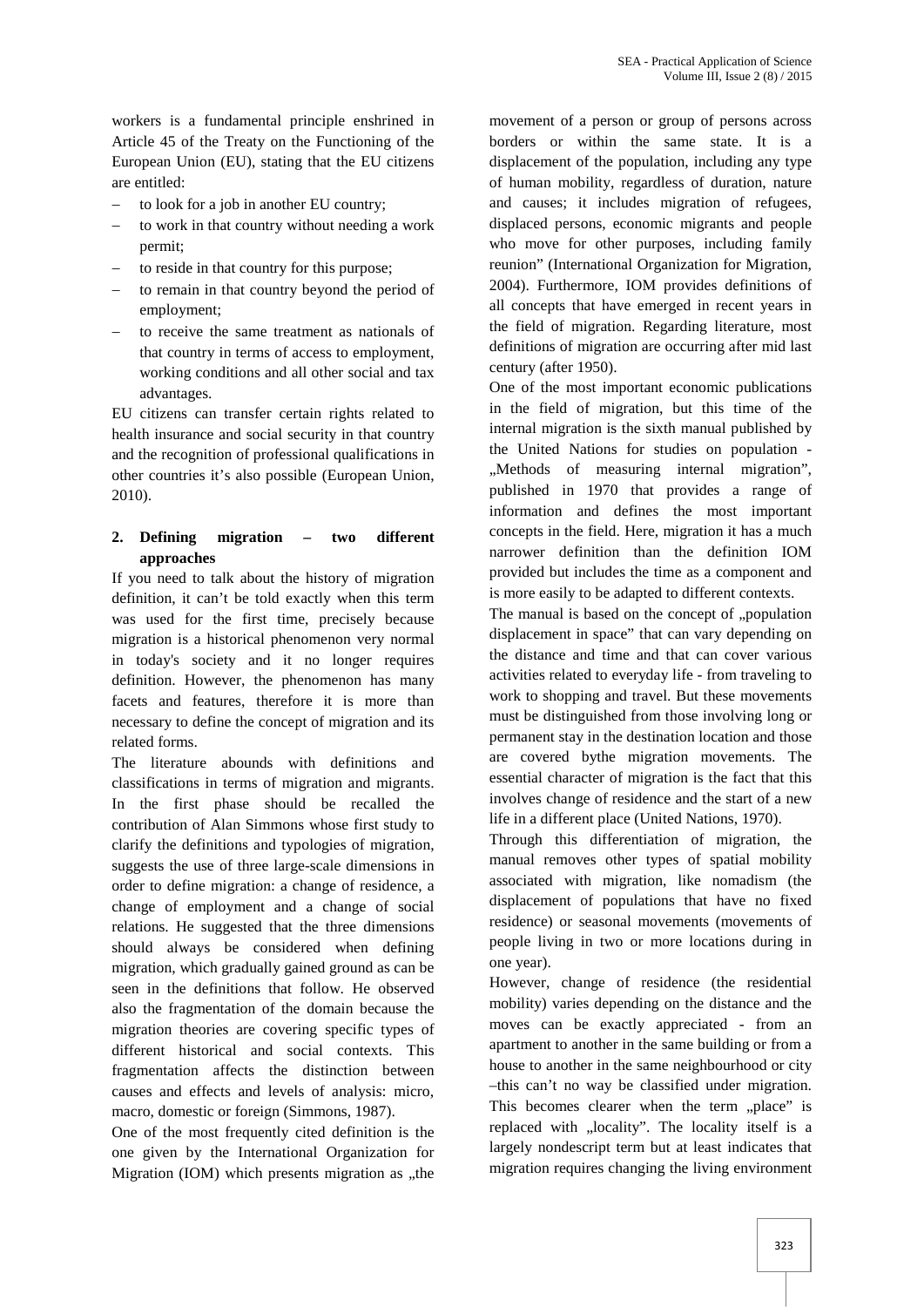workers is a fundamental principle enshrined in Article 45 of the Treaty on the Functioning of the European Union (EU), stating that the EU citizens are entitled:

- to look for a job in another EU country;
- to work in that country without needing a work permit;
- to reside in that country for this purpose;
- to remain in that country beyond the period of employment;
- to receive the same treatment as nationals of that country in terms of access to employment, working conditions and all other social and tax advantages.

EU citizens can transfer certain rights related to health insurance and social security in that country and the recognition of professional qualifications in other countries it's also possible (European Union, 2010).

## 2. Defining migration – two different approaches

If you need to talk about the history of migration definition, it can't be told exactly when this term was used for the first time, precisely because migration is a historical phenomenon very normal in today's society and it no longer requires definition. However, the phenomenon has many facets and features, therefore it is more than necessary to define the concept of migration and its related forms.

The literature abounds with definitions and classifications in terms of migration and migrants. In the first phase should be recalled the contribution of Alan Simmons whose first study to clarify the definitions and typologies of migration, suggests the use of three large-scale dimensions in order to define migration: a change of residence, a change of employment and a change of social relations. He suggested that the three dimensions should always be considered when defining migration, which gradually gained ground as can be seen in the definitions that follow. He observed also the fragmentation of the domain because the migration theories are covering specific types of different historical and social contexts. This fragmentation affects the distinction between causes and effects and levels of analysis: micro, macro, domestic or foreign (Simmons, 1987).

One of the most frequently cited definition is the one given by the International Organization for Migration (IOM) which presents migration as „the movement of a person or group of persons across borders or within the same state. It is a displacement of the population, including any type of human mobility, regardless of duration, nature and causes; it includes migration of refugees, displaced persons, economic migrants and people who move for other purposes, including family reunion" (International Organization for Migration, 2004). Furthermore, IOM provides definitions of all concepts that have emerged in recent years in the field of migration. Regarding literature, most definitions of migration are occurring after mid last century (after 1950).

One of the most important economic publications in the field of migration, but this time of the internal migration is the sixth manual published by the United Nations for studies on population - „Methods of measuring internal migration", published in 1970 that provides a range of information and defines the most important concepts in the field. Here, migration it has a much narrower definition than the definition IOM provided but includes the time as a component and is more easily to be adapted to different contexts.

The manual is based on the concept of „population displacement in space" that can vary depending on the distance and time and that can cover various activities related to everyday life - from traveling to work to shopping and travel. But these movements must be distinguished from those involving long or permanent stay in the destination location and those are covered bythe migration movements. The essential character of migration is the fact that this involves change of residence and the start of a new life in a different place (United Nations, 1970).

Through this differentiation of migration, the manual removes other types of spatial mobility associated with migration, like nomadism (the displacement of populations that have no fixed residence) or seasonal movements (movements of people living in two or more locations during in one year).

However, change of residence (the residential mobility) varies depending on the distance and the moves can be exactly appreciated - from an apartment to another in the same building or from a house to another in the same neighbourhood or city –this can't no way be classified under migration. This becomes clearer when the term „place" is replaced with „locality". The locality itself is a largely nondescript term but at least indicates that migration requires changing the living environment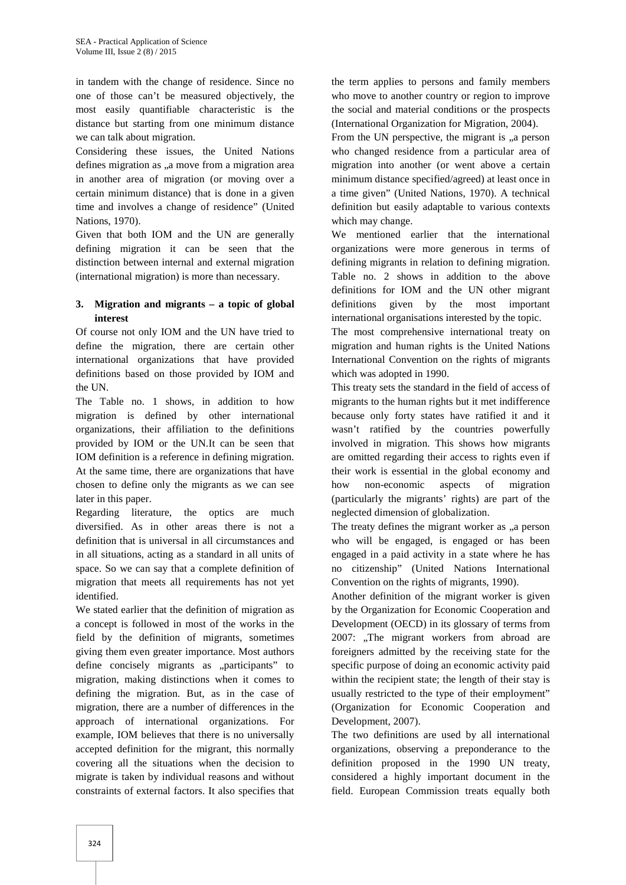in tandem with the change of residence. Since no one of those can't be measured objectively, the most easily quantifiable characteristic is the distance but starting from one minimum distance we can talk about migration.

Considering these issues, the United Nations defines migration as „a move from a migration area in another area of migration (or moving over a certain minimum distance) that is done in a given time and involves a change of residence" (United Nations, 1970).

Given that both IOM and the UN are generally defining migration it can be seen that the distinction between internal and external migration (international migration) is more than necessary.

## 3. Migration and migrants – a topic of global interest

Of course not only IOM and the UN have tried to define the migration, there are certain other international organizations that have provided definitions based on those provided by IOM and the UN.

The Table no. 1 shows, in addition to how migration is defined by other international organizations, their affiliation to the definitions provided by IOM or the UN.It can be seen that IOM definition is a reference in defining migration. At the same time, there are organizations that have chosen to define only the migrants as we can see later in this paper.

Regarding literature, the optics are much diversified. As in other areas there is not a definition that is universal in all circumstances and in all situations, acting as a standard in all units of space. So we can say that a complete definition of migration that meets all requirements has not yet identified.

We stated earlier that the definition of migration as a concept is followed in most of the works in the field by the definition of migrants, sometimes giving them even greater importance. Most authors define concisely migrants as „participants" to migration, making distinctions when it comes to defining the migration. But, as in the case of migration, there are a number of differences in the approach of international organizations. For example, IOM believes that there is no universally accepted definition for the migrant, this normally covering all the situations when the decision to migrate is taken by individual reasons and without constraints of external factors. It also specifies that the term applies to persons and family members who move to another country or region to improve the social and material conditions or the prospects (International Organization for Migration, 2004).

From the UN perspective, the migrant is „a person who changed residence from a particular area of migration into another (or went above a certain minimum distance specified/agreed) at least once in a time given" (United Nations, 1970). A technical definition but easily adaptable to various contexts which may change.

We mentioned earlier that the international organizations were more generous in terms of defining migrants in relation to defining migration. Table no. 2 shows in addition to the above definitions for IOM and the UN other migrant definitions given by the most important international organisations interested by the topic.

The most comprehensive international treaty on migration and human rights is the United Nations International Convention on the rights of migrants which was adopted in 1990.

This treaty sets the standard in the field of access of migrants to the human rights but it met indifference because only forty states have ratified it and it wasn't ratified by the countries powerfully involved in migration. This shows how migrants are omitted regarding their access to rights even if their work is essential in the global economy and how non-economic aspects of migration (particularly the migrants' rights) are part of the neglected dimension of globalization.

The treaty defines the migrant worker as „a person who will be engaged, is engaged or has been engaged in a paid activity in a state where he has no citizenship" (United Nations International Convention on the rights of migrants, 1990).

Another definition of the migrant worker is given by the Organization for Economic Cooperation and Development (OECD) in its glossary of terms from 2007: „The migrant workers from abroad are foreigners admitted by the receiving state for the specific purpose of doing an economic activity paid within the recipient state; the length of their stay is usually restricted to the type of their employment" (Organization for Economic Cooperation and Development, 2007).

The two definitions are used by all international organizations, observing a preponderance to the definition proposed in the 1990 UN treaty, considered a highly important document in the field. European Commission treats equally both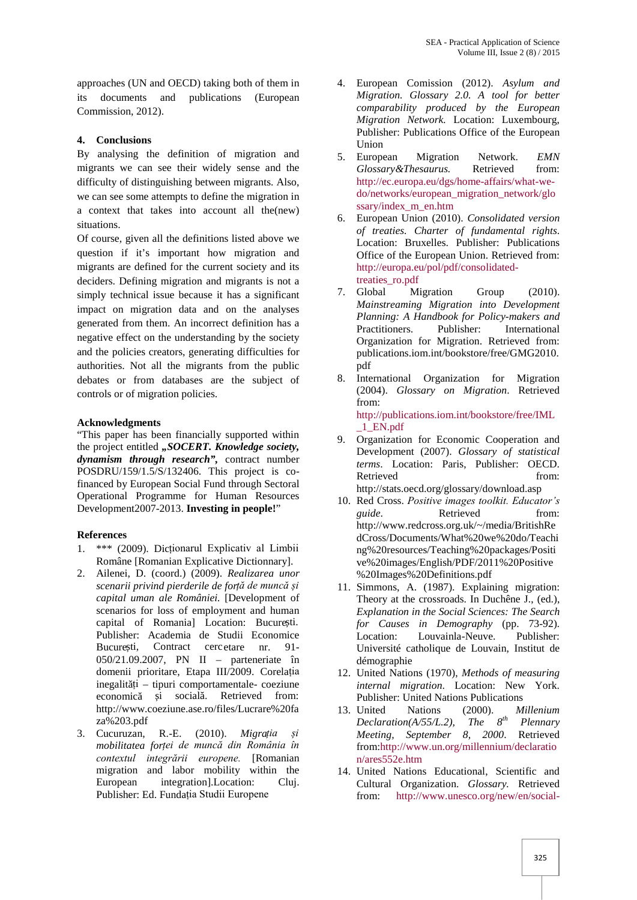approaches (UN and OECD) taking both of them in its documents and publications (European Commission, 2012).

## 4. Conclusions

By analysing the definition of migration and migrants we can see their widely sense and the difficulty of distinguishing between migrants. Also, we can see some attempts to define the migration in a context that takes into account all the(new) situations.

Of course, given all the definitions listed above we question if it's important how migration and migrants are defined for the current society and its deciders. Defining migration and migrants is not a simply technical issue because it has a significant impact on migration data and on the analyses generated from them. An incorrect definition has a negative effect on the understanding by the society and the policies creators, generating difficulties for authorities. Not all the migrants from the public debates or from databases are the subject of controls or of migration policies.

## Acknowledgments

"This paper has been financially supported within the project entitled ***„SOCERT. Knowledge society, dynamism through research"***, contract number POSDRU/159/1.5/S/132406. This project is co-financed by European Social Fund through Sectoral Operational Programme for Human Resources Development2007-2013. **Investing in people!**"

## References

1. *** (2009). Dicționarul Explicativ al Limbii Române [Romanian Explicative Dictionnary].
2. Ailenei, D. (coord.) (2009). *Realizarea unor scenarii privind pierderile de forță de muncă și capital uman ale României.* [Development of scenarios for loss of employment and human capital of Romania] Location: București. Publisher: Academia de Studii Economice București, Contract cercetare nr. 91-050/21.09.2007, PN II – parteneriate în domenii prioritare, Etapa III/2009. Corelația inegalități – tipuri comportamentale- coeziune economică și socială. Retrieved from: http://www.coeziune.ase.ro/files/Lucrare%20faza%203.pdf
3. Cucuruzan, R.-E. (2010). *Migrația și mobilitatea forței de muncă din România în contextul integrării europene.* [Romanian migration and labor mobility within the European integration].Location: Cluj. Publisher: Ed. Fundația Studii Europene
4. European Comission (2012). *Asylum and Migration. Glossary 2.0. A tool for better comparability produced by the European Migration Network.* Location: Luxembourg, Publisher: Publications Office of the European Union
5. European Migration Network. *EMN Glossary&Thesaurus.* Retrieved from: http://ec.europa.eu/dgs/home-affairs/what-we-do/networks/european_migration_network/glossary/index_m_en.htm
6. European Union (2010). *Consolidated version of treaties. Charter of fundamental rights.* Location: Bruxelles. Publisher: Publications Office of the European Union. Retrieved from: http://europa.eu/pol/pdf/consolidated-treaties_ro.pdf
7. Global Migration Group (2010). *Mainstreaming Migration into Development Planning: A Handbook for Policy-makers and Practitioners.* Publisher: International Organization for Migration. Retrieved from: publications.iom.int/bookstore/free/GMG2010.pdf
8. International Organization for Migration (2004). *Glossary on Migration*. Retrieved from: http://publications.iom.int/bookstore/free/IML_1_EN.pdf
9. Organization for Economic Cooperation and Development (2007). *Glossary of statistical terms*. Location: Paris, Publisher: OECD. Retrieved from: http://stats.oecd.org/glossary/download.asp
10. Red Cross. *Positive images toolkit. Educator's guide.* Retrieved from: http://www.redcross.org.uk/~/media/BritishRedCross/Documents/What%20we%20do/Teaching%20resources/Teaching%20packages/Positive%20images/English/PDF/2011%20Positive%20Images%20Definitions.pdf
11. Simmons, A. (1987). Explaining migration: Theory at the crossroads. In Duchêne J., (ed.), *Explanation in the Social Sciences: The Search for Causes in Demography* (pp. 73-92). Location: Louvainla-Neuve. Publisher: Université catholique de Louvain, Institut de démographie
12. United Nations (1970), *Methods of measuring internal migration*. Location: New York. Publisher: United Nations Publications
13. United Nations (2000). *Millenium Declaration(A/55/L.2), The 8th Plennary Meeting, September 8, 2000*. Retrieved from:http://www.un.org/millennium/declaration/ares552e.htm
14. United Nations Educational, Scientific and Cultural Organization. *Glossary.* Retrieved from: http://www.unesco.org/new/en/social-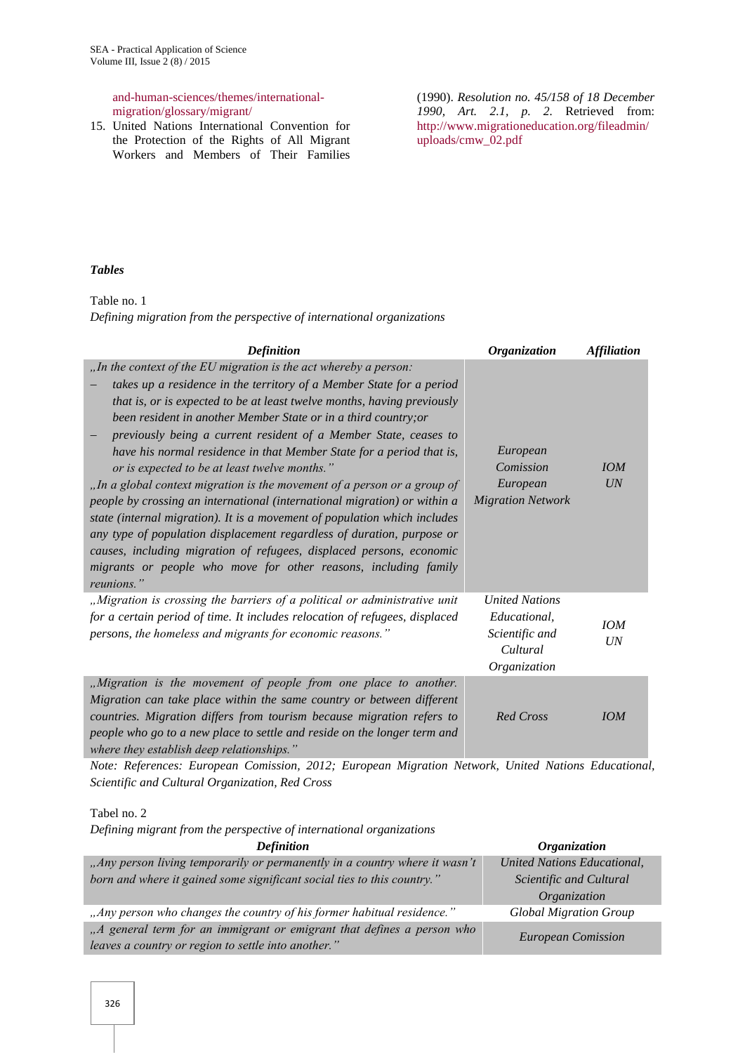and-human-sciences/themes/international-migration/glossary/migrant/

15. United Nations International Convention for the Protection of the Rights of All Migrant Workers and Members of Their Families (1990). *Resolution no. 45/158 of 18 December 1990, Art. 2.1, p. 2.* Retrieved from: http://www.migrationeducation.org/fileadmin/uploads/cmw_02.pdf

***Tables***

Table no. 1

*Defining migration from the perspective of international organizations*

| ***Definition*** | ***Organization*** | ***Affiliation*** |
|---|---|---|
| *„In the context of the EU migration is the act whereby a person:*<br>– *takes up a residence in the territory of a Member State for a period that is, or is expected to be at least twelve months, having previously been resident in another Member State or in a third country;or*<br>– *previously being a current resident of a Member State, ceases to have his normal residence in that Member State for a period that is, or is expected to be at least twelve months."*<br>*„In a global context migration is the movement of a person or a group of people by crossing an international (international migration) or within a state (internal migration). It is a movement of population which includes any type of population displacement regardless of duration, purpose or causes, including migration of refugees, displaced persons, economic migrants or people who move for other reasons, including family reunions."* | *European Comission*<br>*European Migration Network* | *IOM*<br>*UN* |
| *„Migration is crossing the barriers of a political or administrative unit for a certain period of time. It includes relocation of refugees, displaced persons, the homeless and migrants for economic reasons."* | *United Nations Educational, Scientific and Cultural Organization* | *IOM*<br>*UN* |
| *„Migration is the movement of people from one place to another. Migration can take place within the same country or between different countries. Migration differs from tourism because migration refers to people who go to a new place to settle and reside on the longer term and where they establish deep relationships."* | *Red Cross* | *IOM* |

*Note: References: European Comission, 2012; European Migration Network, United Nations Educational, Scientific and Cultural Organization, Red Cross*

Tabel no. 2

*Defining migrant from the perspective of international organizations*

| ***Definition*** | ***Organization*** |
|---|---|
| *„Any person living temporarily or permanently in a country where it wasn't born and where it gained some significant social ties to this country."* | *United Nations Educational, Scientific and Cultural Organization* |
| *„Any person who changes the country of his former habitual residence."* | *Global Migration Group* |
| *„A general term for an immigrant or emigrant that defines a person who leaves a country or region to settle into another."* | *European Comission* |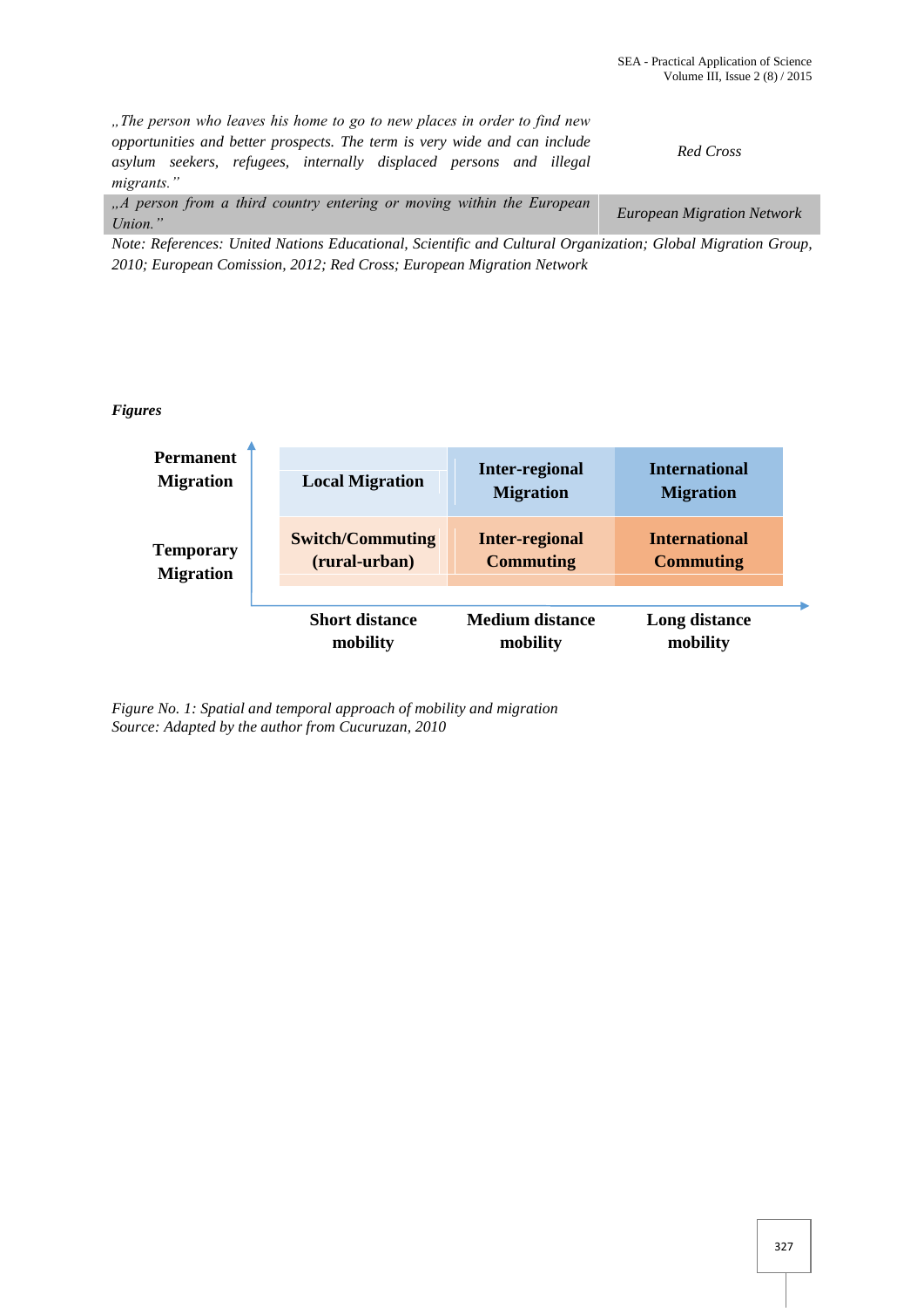| | |
|---|---|
| *„The person who leaves his home to go to new places in order to find new opportunities and better prospects. The term is very wide and can include asylum seekers, refugees, internally displaced persons and illegal migrants.”* | *Red Cross* |
| *„A person from a third country entering or moving within the European Union.”* | *European Migration Network* |

*Note: References: United Nations Educational, Scientific and Cultural Organization; Global Migration Group, 2010; European Comission, 2012; Red Cross; European Migration Network*

***Figures***

**Permanent Migration**

**Temporary Migration**

**Local Migration**

**Inter-regional Migration**

**International Migration**

**Switch/Commuting (rural-urban)**

**Inter-regional Commuting**

**International Commuting**

**Short distance mobility**

**Medium distance mobility**

**Long distance mobility**

*Figure No. 1: Spatial and temporal approach of mobility and migration*
*Source: Adapted by the author from Cucuruzan, 2010*